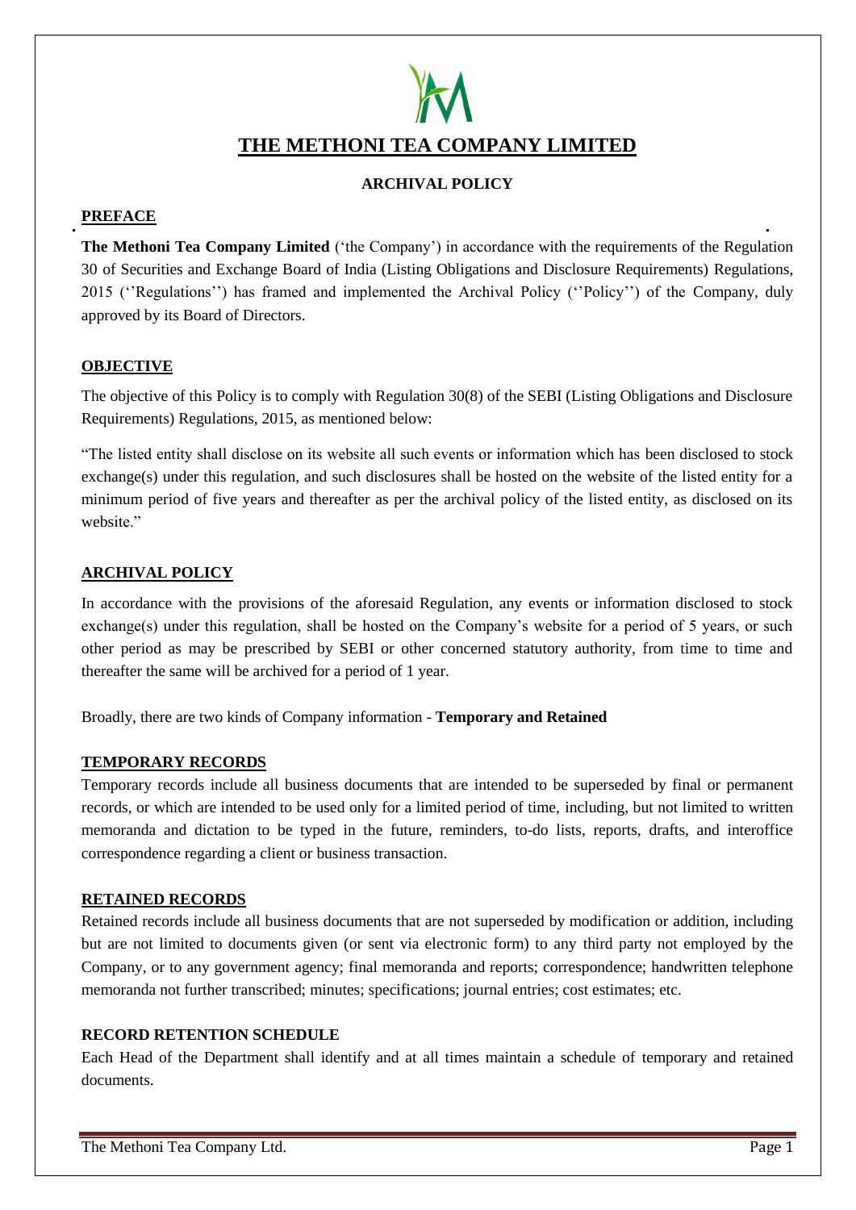# THE METHONI TEA COMPANY LIMITED

## ARCHIVAL POLICY

### PREFACE

**The Methoni Tea Company Limited** ('the Company') in accordance with the requirements of the Regulation 30 of Securities and Exchange Board of India (Listing Obligations and Disclosure Requirements) Regulations, 2015 (''Regulations'') has framed and implemented the Archival Policy (''Policy'') of the Company, duly approved by its Board of Directors.

### OBJECTIVE

The objective of this Policy is to comply with Regulation 30(8) of the SEBI (Listing Obligations and Disclosure Requirements) Regulations, 2015, as mentioned below:

"The listed entity shall disclose on its website all such events or information which has been disclosed to stock exchange(s) under this regulation, and such disclosures shall be hosted on the website of the listed entity for a minimum period of five years and thereafter as per the archival policy of the listed entity, as disclosed on its website."

### ARCHIVAL POLICY

In accordance with the provisions of the aforesaid Regulation, any events or information disclosed to stock exchange(s) under this regulation, shall be hosted on the Company's website for a period of 5 years, or such other period as may be prescribed by SEBI or other concerned statutory authority, from time to time and thereafter the same will be archived for a period of 1 year.

Broadly, there are two kinds of Company information - **Temporary and Retained**

### TEMPORARY RECORDS

Temporary records include all business documents that are intended to be superseded by final or permanent records, or which are intended to be used only for a limited period of time, including, but not limited to written memoranda and dictation to be typed in the future, reminders, to-do lists, reports, drafts, and interoffice correspondence regarding a client or business transaction.

### RETAINED RECORDS

Retained records include all business documents that are not superseded by modification or addition, including but are not limited to documents given (or sent via electronic form) to any third party not employed by the Company, or to any government agency; final memoranda and reports; correspondence; handwritten telephone memoranda not further transcribed; minutes; specifications; journal entries; cost estimates; etc.

### RECORD RETENTION SCHEDULE

Each Head of the Department shall identify and at all times maintain a schedule of temporary and retained documents.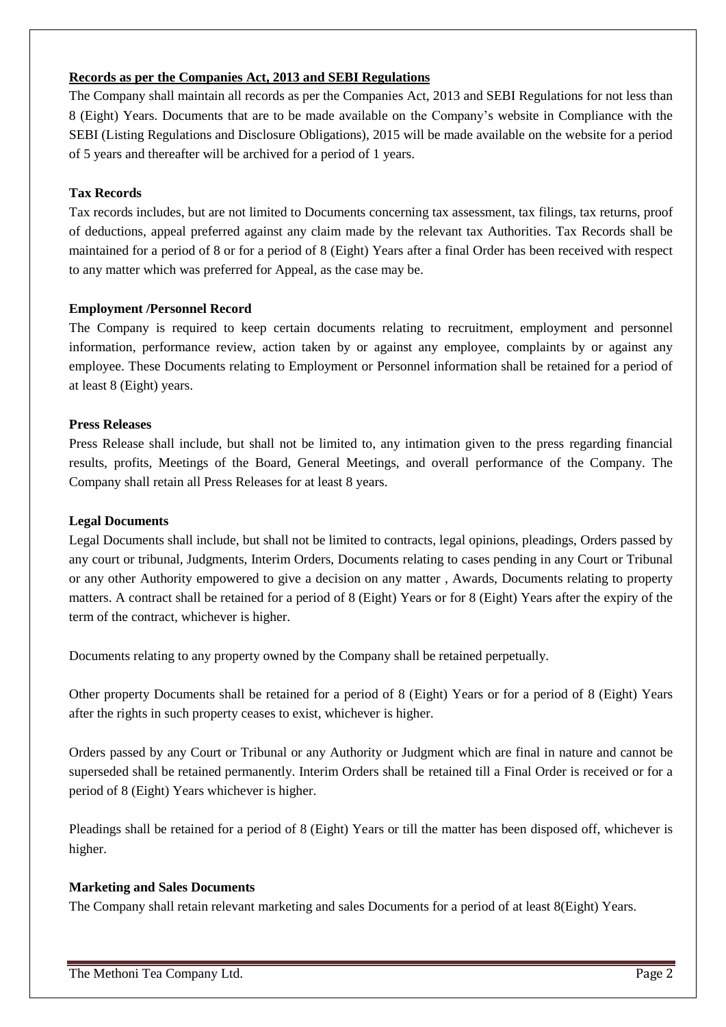**Records as per the Companies Act, 2013 and SEBI Regulations**

The Company shall maintain all records as per the Companies Act, 2013 and SEBI Regulations for not less than 8 (Eight) Years. Documents that are to be made available on the Company's website in Compliance with the SEBI (Listing Regulations and Disclosure Obligations), 2015 will be made available on the website for a period of 5 years and thereafter will be archived for a period of 1 years.

**Tax Records**

Tax records includes, but are not limited to Documents concerning tax assessment, tax filings, tax returns, proof of deductions, appeal preferred against any claim made by the relevant tax Authorities. Tax Records shall be maintained for a period of 8 or for a period of 8 (Eight) Years after a final Order has been received with respect to any matter which was preferred for Appeal, as the case may be.

**Employment /Personnel Record**

The Company is required to keep certain documents relating to recruitment, employment and personnel information, performance review, action taken by or against any employee, complaints by or against any employee. These Documents relating to Employment or Personnel information shall be retained for a period of at least 8 (Eight) years.

**Press Releases**

Press Release shall include, but shall not be limited to, any intimation given to the press regarding financial results, profits, Meetings of the Board, General Meetings, and overall performance of the Company. The Company shall retain all Press Releases for at least 8 years.

**Legal Documents**

Legal Documents shall include, but shall not be limited to contracts, legal opinions, pleadings, Orders passed by any court or tribunal, Judgments, Interim Orders, Documents relating to cases pending in any Court or Tribunal or any other Authority empowered to give a decision on any matter , Awards, Documents relating to property matters. A contract shall be retained for a period of 8 (Eight) Years or for 8 (Eight) Years after the expiry of the term of the contract, whichever is higher.

Documents relating to any property owned by the Company shall be retained perpetually.

Other property Documents shall be retained for a period of 8 (Eight) Years or for a period of 8 (Eight) Years after the rights in such property ceases to exist, whichever is higher.

Orders passed by any Court or Tribunal or any Authority or Judgment which are final in nature and cannot be superseded shall be retained permanently. Interim Orders shall be retained till a Final Order is received or for a period of 8 (Eight) Years whichever is higher.

Pleadings shall be retained for a period of 8 (Eight) Years or till the matter has been disposed off, whichever is higher.

**Marketing and Sales Documents**

The Company shall retain relevant marketing and sales Documents for a period of at least 8(Eight) Years.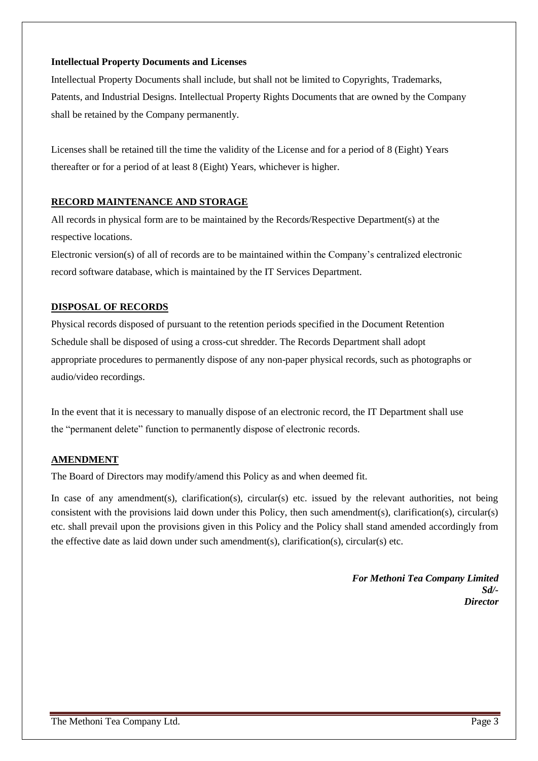**Intellectual Property Documents and Licenses**

Intellectual Property Documents shall include, but shall not be limited to Copyrights, Trademarks, Patents, and Industrial Designs. Intellectual Property Rights Documents that are owned by the Company shall be retained by the Company permanently.

Licenses shall be retained till the time the validity of the License and for a period of 8 (Eight) Years thereafter or for a period of at least 8 (Eight) Years, whichever is higher.

## RECORD MAINTENANCE AND STORAGE

All records in physical form are to be maintained by the Records/Respective Department(s) at the respective locations.

Electronic version(s) of all of records are to be maintained within the Company's centralized electronic record software database, which is maintained by the IT Services Department.

## DISPOSAL OF RECORDS

Physical records disposed of pursuant to the retention periods specified in the Document Retention Schedule shall be disposed of using a cross-cut shredder. The Records Department shall adopt appropriate procedures to permanently dispose of any non-paper physical records, such as photographs or audio/video recordings.

In the event that it is necessary to manually dispose of an electronic record, the IT Department shall use the "permanent delete" function to permanently dispose of electronic records.

## AMENDMENT

The Board of Directors may modify/amend this Policy as and when deemed fit.

In case of any amendment(s), clarification(s), circular(s) etc. issued by the relevant authorities, not being consistent with the provisions laid down under this Policy, then such amendment(s), clarification(s), circular(s) etc. shall prevail upon the provisions given in this Policy and the Policy shall stand amended accordingly from the effective date as laid down under such amendment(s), clarification(s), circular(s) etc.

***For Methoni Tea Company Limited***
***Sd/-***
***Director***